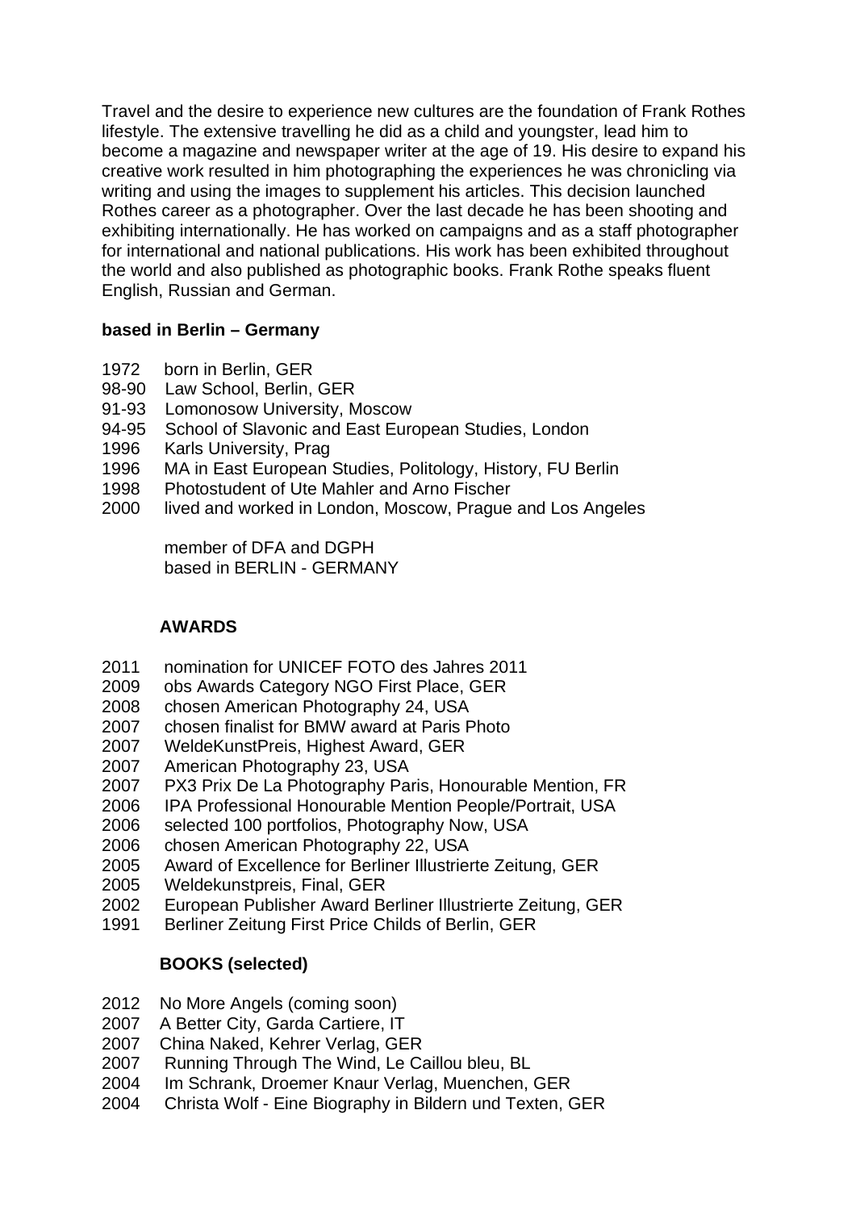Travel and the desire to experience new cultures are the foundation of Frank Rothes lifestyle. The extensive travelling he did as a child and youngster, lead him to become a magazine and newspaper writer at the age of 19. His desire to expand his creative work resulted in him photographing the experiences he was chronicling via writing and using the images to supplement his articles. This decision launched Rothes career as a photographer. Over the last decade he has been shooting and exhibiting internationally. He has worked on campaigns and as a staff photographer for international and national publications. His work has been exhibited throughout the world and also published as photographic books. Frank Rothe speaks fluent English, Russian and German.

**based in Berlin – Germany**

1972 born in Berlin, GER
98-90 Law School, Berlin, GER
91-93 Lomonosow University, Moscow
94-95 School of Slavonic and East European Studies, London
1996 Karls University, Prag
1996 MA in East European Studies, Politology, History, FU Berlin
1998 Photostudent of Ute Mahler and Arno Fischer
2000 lived and worked in London, Moscow, Prague and Los Angeles

member of DFA and DGPH
based in BERLIN - GERMANY

**AWARDS**

2011 nomination for UNICEF FOTO des Jahres 2011
2009 obs Awards Category NGO First Place, GER
2008 chosen American Photography 24, USA
2007 chosen finalist for BMW award at Paris Photo
2007 WeldeKunstPreis, Highest Award, GER
2007 American Photography 23, USA
2007 PX3 Prix De La Photography Paris, Honourable Mention, FR
2006 IPA Professional Honourable Mention People/Portrait, USA
2006 selected 100 portfolios, Photography Now, USA
2006 chosen American Photography 22, USA
2005 Award of Excellence for Berliner Illustrierte Zeitung, GER
2005 Weldekunstpreis, Final, GER
2002 European Publisher Award Berliner Illustrierte Zeitung, GER
1991 Berliner Zeitung First Price Childs of Berlin, GER

**BOOKS (selected)**

2012 No More Angels (coming soon)
2007 A Better City, Garda Cartiere, IT
2007 China Naked, Kehrer Verlag, GER
2007 Running Through The Wind, Le Caillou bleu, BL
2004 Im Schrank, Droemer Knaur Verlag, Muenchen, GER
2004 Christa Wolf - Eine Biography in Bildern und Texten, GER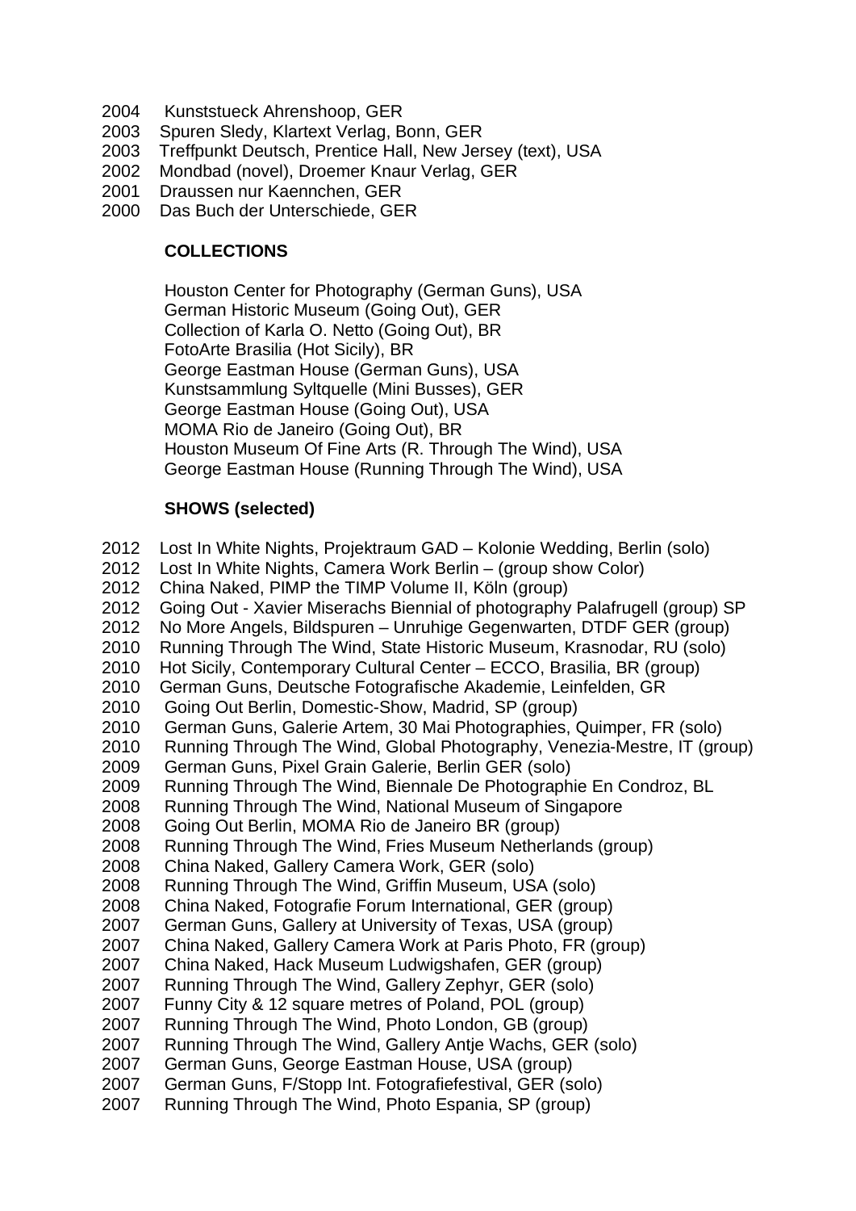2004 Kunststueck Ahrenshoop, GER
2003 Spuren Sledy, Klartext Verlag, Bonn, GER
2003 Treffpunkt Deutsch, Prentice Hall, New Jersey (text), USA
2002 Mondbad (novel), Droemer Knaur Verlag, GER
2001 Draussen nur Kaennchen, GER
2000 Das Buch der Unterschiede, GER

**COLLECTIONS**

Houston Center for Photography (German Guns), USA
German Historic Museum (Going Out), GER
Collection of Karla O. Netto (Going Out), BR
FotoArte Brasilia (Hot Sicily), BR
George Eastman House (German Guns), USA
Kunstsammlung Syltquelle (Mini Busses), GER
George Eastman House (Going Out), USA
MOMA Rio de Janeiro (Going Out), BR
Houston Museum Of Fine Arts (R. Through The Wind), USA
George Eastman House (Running Through The Wind), USA

**SHOWS (selected)**

2012 Lost In White Nights, Projektraum GAD – Kolonie Wedding, Berlin (solo)
2012 Lost In White Nights, Camera Work Berlin – (group show Color)
2012 China Naked, PIMP the TIMP Volume II, Köln (group)
2012 Going Out - Xavier Miserachs Biennial of photography Palafrugell (group) SP
2012 No More Angels, Bildspuren – Unruhige Gegenwarten, DTDF GER (group)
2010 Running Through The Wind, State Historic Museum, Krasnodar, RU (solo)
2010 Hot Sicily, Contemporary Cultural Center – ECCO, Brasilia, BR (group)
2010 German Guns, Deutsche Fotografische Akademie, Leinfelden, GR
2010 Going Out Berlin, Domestic-Show, Madrid, SP (group)
2010 German Guns, Galerie Artem, 30 Mai Photographies, Quimper, FR (solo)
2010 Running Through The Wind, Global Photography, Venezia-Mestre, IT (group)
2009 German Guns, Pixel Grain Galerie, Berlin GER (solo)
2009 Running Through The Wind, Biennale De Photographie En Condroz, BL
2008 Running Through The Wind, National Museum of Singapore
2008 Going Out Berlin, MOMA Rio de Janeiro BR (group)
2008 Running Through The Wind, Fries Museum Netherlands (group)
2008 China Naked, Gallery Camera Work, GER (solo)
2008 Running Through The Wind, Griffin Museum, USA (solo)
2008 China Naked, Fotografie Forum International, GER (group)
2007 German Guns, Gallery at University of Texas, USA (group)
2007 China Naked, Gallery Camera Work at Paris Photo, FR (group)
2007 China Naked, Hack Museum Ludwigshafen, GER (group)
2007 Running Through The Wind, Gallery Zephyr, GER (solo)
2007 Funny City & 12 square metres of Poland, POL (group)
2007 Running Through The Wind, Photo London, GB (group)
2007 Running Through The Wind, Gallery Antje Wachs, GER (solo)
2007 German Guns, George Eastman House, USA (group)
2007 German Guns, F/Stopp Int. Fotografiefestival, GER (solo)
2007 Running Through The Wind, Photo Espania, SP (group)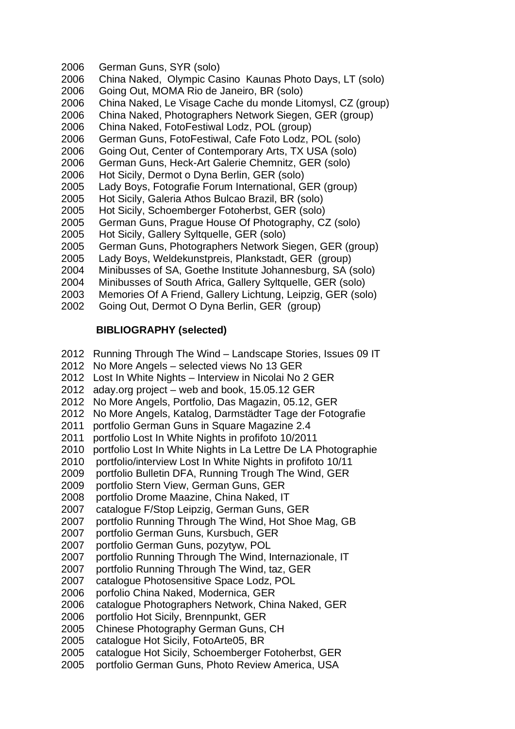2006 German Guns, SYR (solo)
2006 China Naked, Olympic Casino Kaunas Photo Days, LT (solo)
2006 Going Out, MOMA Rio de Janeiro, BR (solo)
2006 China Naked, Le Visage Cache du monde Litomysl, CZ (group)
2006 China Naked, Photographers Network Siegen, GER (group)
2006 China Naked, FotoFestiwal Lodz, POL (group)
2006 German Guns, FotoFestiwal, Cafe Foto Lodz, POL (solo)
2006 Going Out, Center of Contemporary Arts, TX USA (solo)
2006 German Guns, Heck-Art Galerie Chemnitz, GER (solo)
2006 Hot Sicily, Dermot o Dyna Berlin, GER (solo)
2005 Lady Boys, Fotografie Forum International, GER (group)
2005 Hot Sicily, Galeria Athos Bulcao Brazil, BR (solo)
2005 Hot Sicily, Schoemberger Fotoherbst, GER (solo)
2005 German Guns, Prague House Of Photography, CZ (solo)
2005 Hot Sicily, Gallery Syltquelle, GER (solo)
2005 German Guns, Photographers Network Siegen, GER (group)
2005 Lady Boys, Weldekunstpreis, Plankstadt, GER (group)
2004 Minibusses of SA, Goethe Institute Johannesburg, SA (solo)
2004 Minibusses of South Africa, Gallery Syltquelle, GER (solo)
2003 Memories Of A Friend, Gallery Lichtung, Leipzig, GER (solo)
2002 Going Out, Dermot O Dyna Berlin, GER (group)

## BIBLIOGRAPHY (selected)

2012 Running Through The Wind – Landscape Stories, Issues 09 IT
2012 No More Angels – selected views No 13 GER
2012 Lost In White Nights – Interview in Nicolai No 2 GER
2012 aday.org project – web and book, 15.05.12 GER
2012 No More Angels, Portfolio, Das Magazin, 05.12, GER
2012 No More Angels, Katalog, Darmstädter Tage der Fotografie
2011 portfolio German Guns in Square Magazine 2.4
2011 portfolio Lost In White Nights in profifoto 10/2011
2010 portfolio Lost In White Nights in La Lettre De LA Photographie
2010 portfolio/interview Lost In White Nights in profifoto 10/11
2009 portfolio Bulletin DFA, Running Trough The Wind, GER
2009 portfolio Stern View, German Guns, GER
2008 portfolio Drome Maazine, China Naked, IT
2007 catalogue F/Stop Leipzig, German Guns, GER
2007 portfolio Running Through The Wind, Hot Shoe Mag, GB
2007 portfolio German Guns, Kursbuch, GER
2007 portfolio German Guns, pozytyw, POL
2007 portfolio Running Through The Wind, Internazionale, IT
2007 portfolio Running Through The Wind, taz, GER
2007 catalogue Photosensitive Space Lodz, POL
2006 porfolio China Naked, Modernica, GER
2006 catalogue Photographers Network, China Naked, GER
2006 portfolio Hot Sicily, Brennpunkt, GER
2005 Chinese Photography German Guns, CH
2005 catalogue Hot Sicily, FotoArte05, BR
2005 catalogue Hot Sicily, Schoemberger Fotoherbst, GER
2005 portfolio German Guns, Photo Review America, USA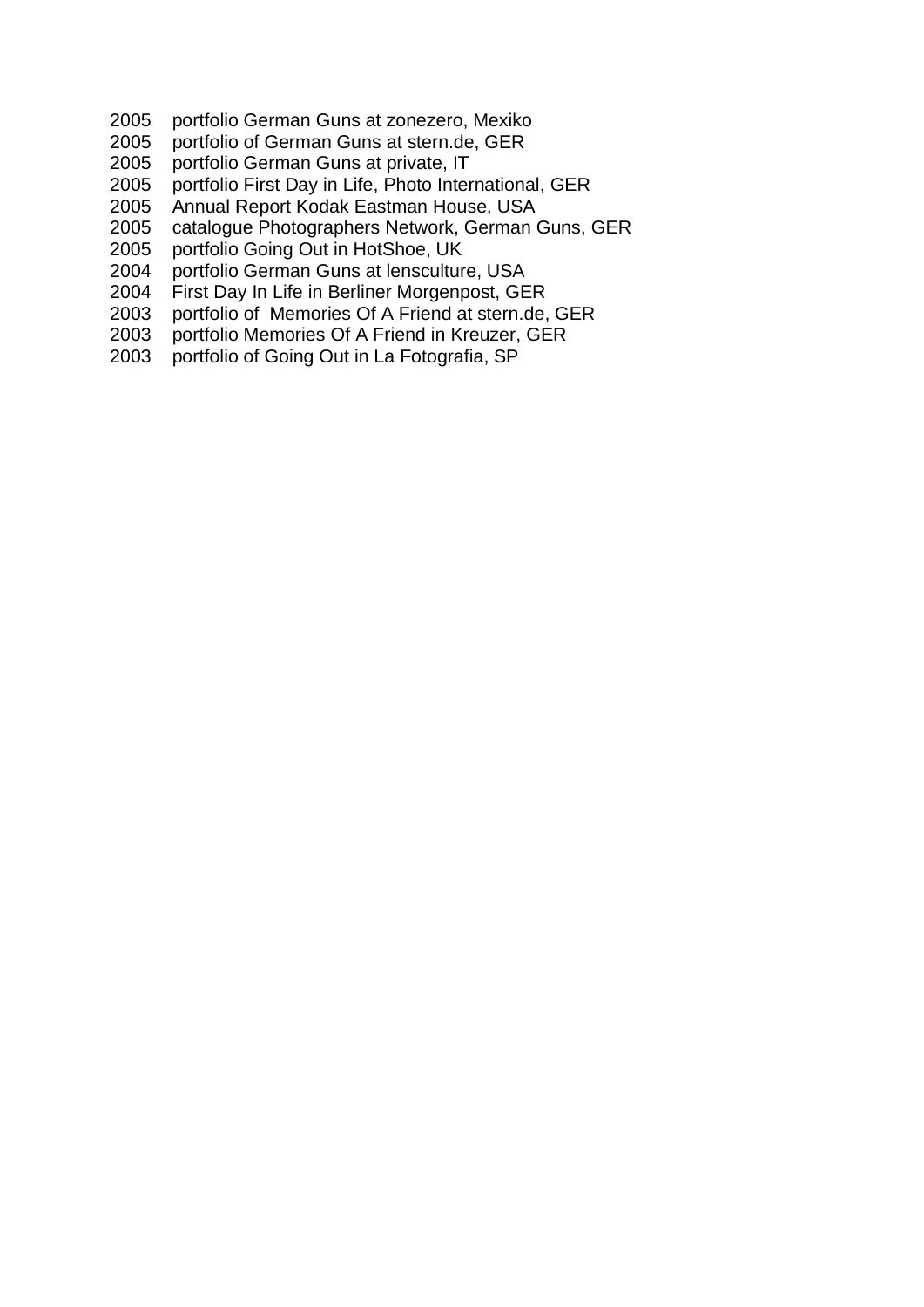2005 portfolio German Guns at zonezero, Mexiko
2005 portfolio of German Guns at stern.de, GER
2005 portfolio German Guns at private, IT
2005 portfolio First Day in Life, Photo International, GER
2005 Annual Report Kodak Eastman House, USA
2005 catalogue Photographers Network, German Guns, GER
2005 portfolio Going Out in HotShoe, UK
2004 portfolio German Guns at lensculture, USA
2004 First Day In Life in Berliner Morgenpost, GER
2003 portfolio of Memories Of A Friend at stern.de, GER
2003 portfolio Memories Of A Friend in Kreuzer, GER
2003 portfolio of Going Out in La Fotografia, SP